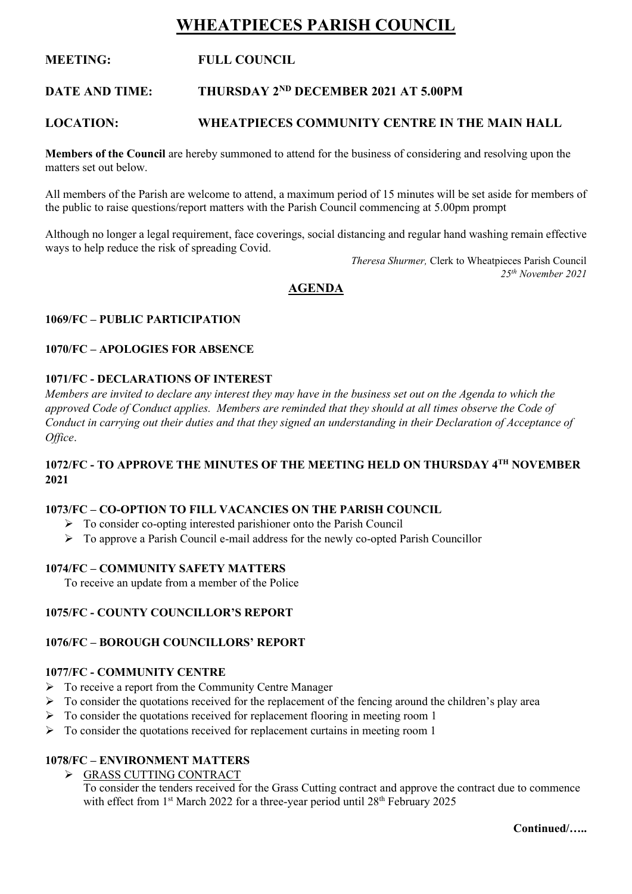# WHEATPIECES PARISH COUNCIL

**MEETING:** **FULL COUNCIL**

**DATE AND TIME:** **THURSDAY 2ND DECEMBER 2021 AT 5.00PM**

**LOCATION:** **WHEATPIECES COMMUNITY CENTRE IN THE MAIN HALL**

**Members of the Council** are hereby summoned to attend for the business of considering and resolving upon the matters set out below.

All members of the Parish are welcome to attend, a maximum period of 15 minutes will be set aside for members of the public to raise questions/report matters with the Parish Council commencing at 5.00pm prompt

Although no longer a legal requirement, face coverings, social distancing and regular hand washing remain effective ways to help reduce the risk of spreading Covid.

*Theresa Shurmer,* Clerk to Wheatpieces Parish Council
*25th November 2021*

## AGENDA

### 1069/FC – PUBLIC PARTICIPATION

### 1070/FC – APOLOGIES FOR ABSENCE

### 1071/FC - DECLARATIONS OF INTEREST

*Members are invited to declare any interest they may have in the business set out on the Agenda to which the approved Code of Conduct applies. Members are reminded that they should at all times observe the Code of Conduct in carrying out their duties and that they signed an understanding in their Declaration of Acceptance of Office*.

### 1072/FC - TO APPROVE THE MINUTES OF THE MEETING HELD ON THURSDAY 4TH NOVEMBER 2021

### 1073/FC – CO-OPTION TO FILL VACANCIES ON THE PARISH COUNCIL

- To consider co-opting interested parishioner onto the Parish Council
- To approve a Parish Council e-mail address for the newly co-opted Parish Councillor

### 1074/FC – COMMUNITY SAFETY MATTERS

To receive an update from a member of the Police

### 1075/FC - COUNTY COUNCILLOR'S REPORT

### 1076/FC – BOROUGH COUNCILLORS' REPORT

### 1077/FC - COMMUNITY CENTRE

- To receive a report from the Community Centre Manager
- To consider the quotations received for the replacement of the fencing around the children's play area
- To consider the quotations received for replacement flooring in meeting room 1
- To consider the quotations received for replacement curtains in meeting room 1

### 1078/FC – ENVIRONMENT MATTERS

- GRASS CUTTING CONTRACT
  To consider the tenders received for the Grass Cutting contract and approve the contract due to commence with effect from 1st March 2022 for a three-year period until 28th February 2025

**Continued/…..**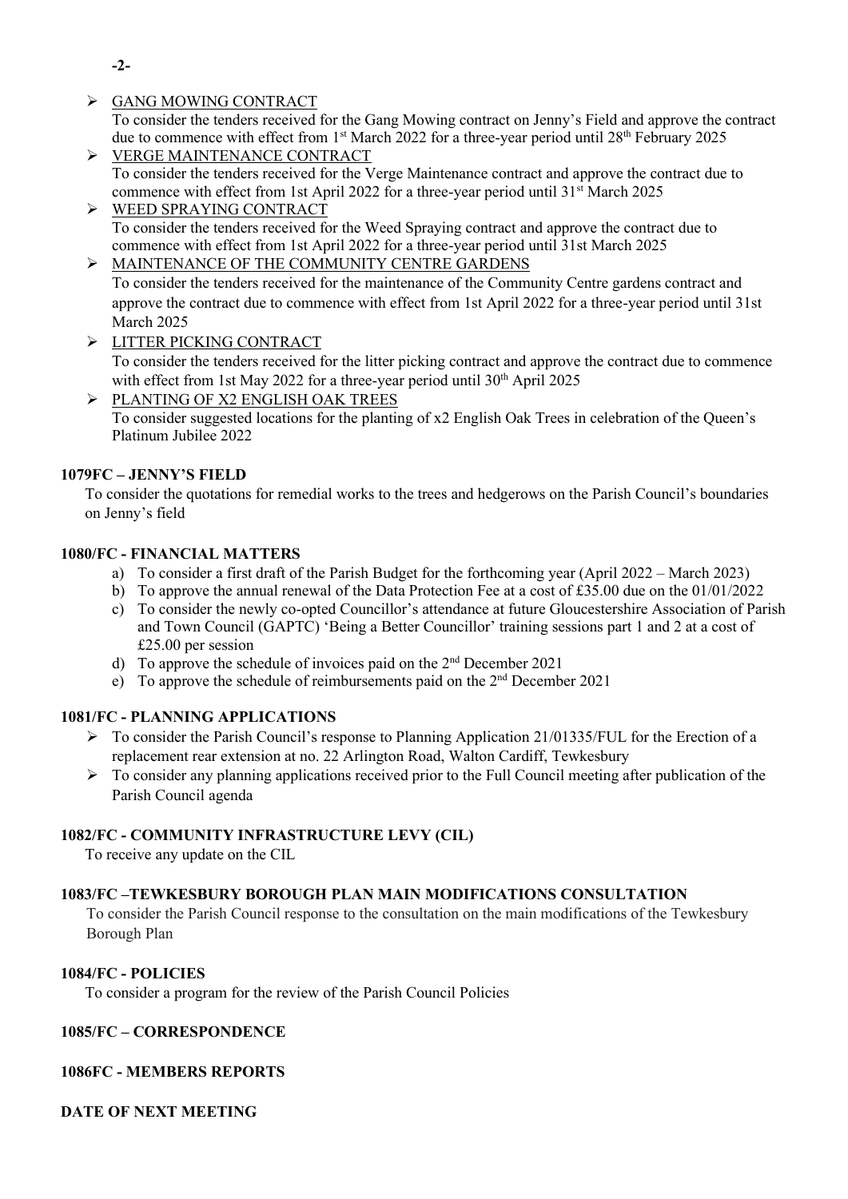- GANG MOWING CONTRACT
  To consider the tenders received for the Gang Mowing contract on Jenny's Field and approve the contract due to commence with effect from 1st March 2022 for a three-year period until 28th February 2025
- VERGE MAINTENANCE CONTRACT
  To consider the tenders received for the Verge Maintenance contract and approve the contract due to commence with effect from 1st April 2022 for a three-year period until 31st March 2025
- WEED SPRAYING CONTRACT
  To consider the tenders received for the Weed Spraying contract and approve the contract due to commence with effect from 1st April 2022 for a three-year period until 31st March 2025
- MAINTENANCE OF THE COMMUNITY CENTRE GARDENS
  To consider the tenders received for the maintenance of the Community Centre gardens contract and approve the contract due to commence with effect from 1st April 2022 for a three-year period until 31st March 2025
- LITTER PICKING CONTRACT
  To consider the tenders received for the litter picking contract and approve the contract due to commence with effect from 1st May 2022 for a three-year period until 30th April 2025
- PLANTING OF X2 ENGLISH OAK TREES
  To consider suggested locations for the planting of x2 English Oak Trees in celebration of the Queen's Platinum Jubilee 2022

**1079FC – JENNY'S FIELD**

To consider the quotations for remedial works to the trees and hedgerows on the Parish Council's boundaries on Jenny's field

**1080/FC - FINANCIAL MATTERS**

a) To consider a first draft of the Parish Budget for the forthcoming year (April 2022 – March 2023)
b) To approve the annual renewal of the Data Protection Fee at a cost of £35.00 due on the 01/01/2022
c) To consider the newly co-opted Councillor's attendance at future Gloucestershire Association of Parish and Town Council (GAPTC) 'Being a Better Councillor' training sessions part 1 and 2 at a cost of £25.00 per session
d) To approve the schedule of invoices paid on the 2nd December 2021
e) To approve the schedule of reimbursements paid on the 2nd December 2021

**1081/FC - PLANNING APPLICATIONS**

- To consider the Parish Council's response to Planning Application 21/01335/FUL for the Erection of a replacement rear extension at no. 22 Arlington Road, Walton Cardiff, Tewkesbury
- To consider any planning applications received prior to the Full Council meeting after publication of the Parish Council agenda

**1082/FC - COMMUNITY INFRASTRUCTURE LEVY (CIL)**

To receive any update on the CIL

**1083/FC –TEWKESBURY BOROUGH PLAN MAIN MODIFICATIONS CONSULTATION**

To consider the Parish Council response to the consultation on the main modifications of the Tewkesbury Borough Plan

**1084/FC - POLICIES**

To consider a program for the review of the Parish Council Policies

**1085/FC – CORRESPONDENCE**

**1086FC - MEMBERS REPORTS**

**DATE OF NEXT MEETING**